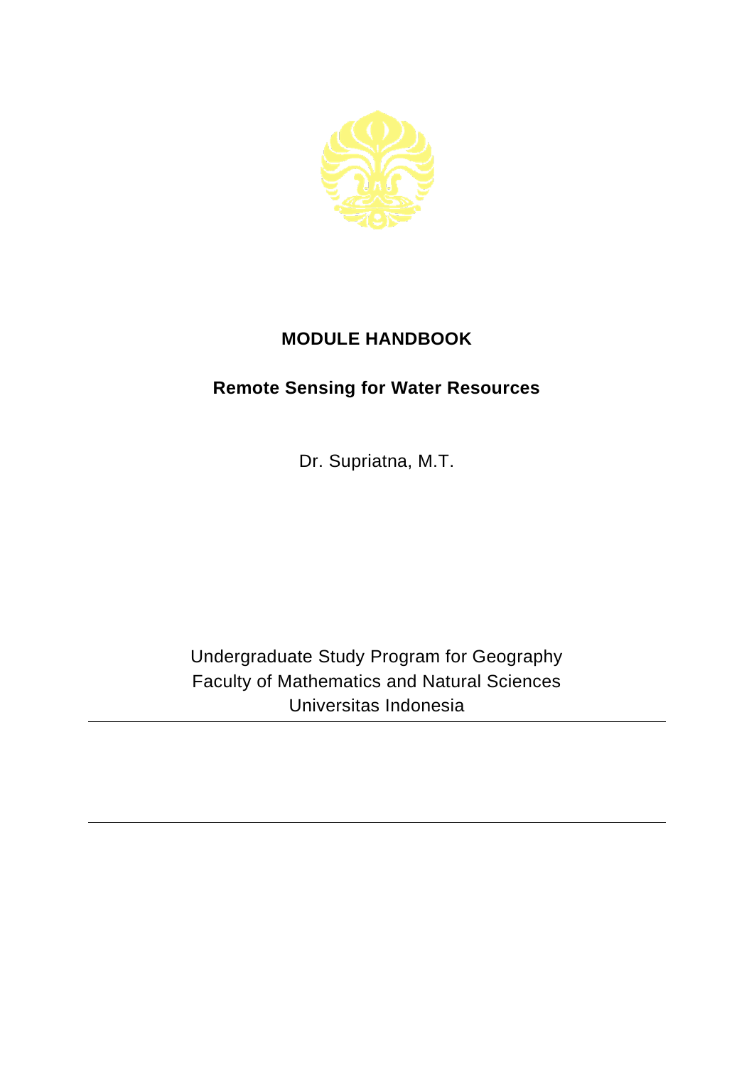# MODULE HANDBOOK

## Remote Sensing for Water Resources

Dr. Supriatna, M.T.

Undergraduate Study Program for Geography
Faculty of Mathematics and Natural Sciences
Universitas Indonesia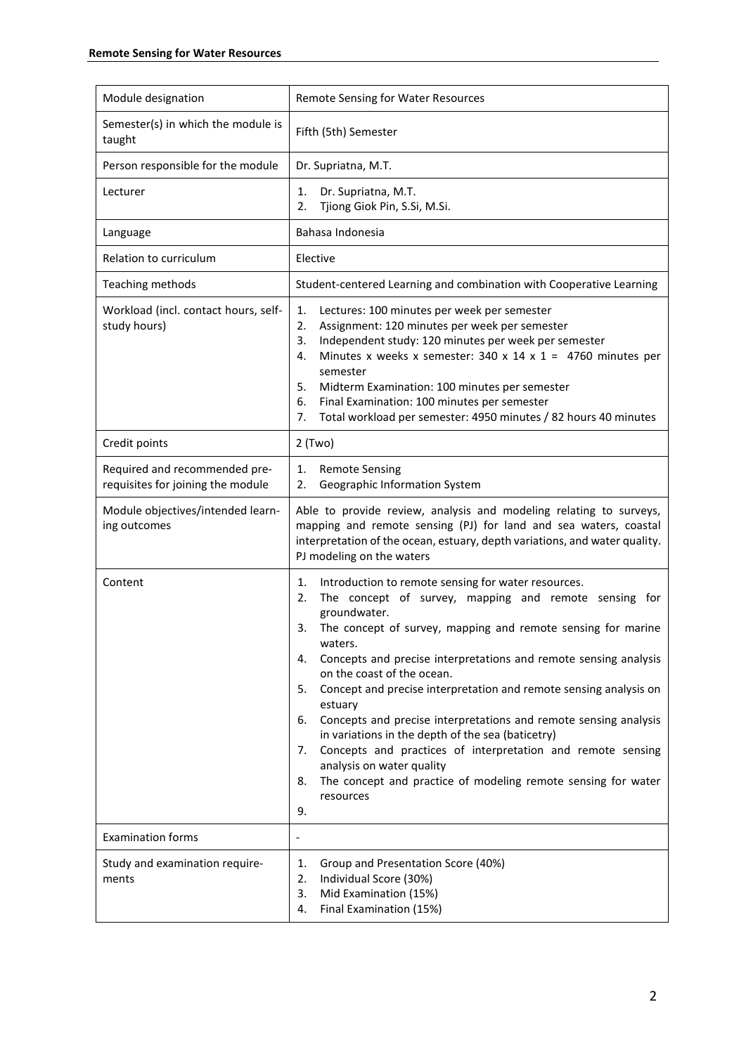| Module designation | Remote Sensing for Water Resources |
|---|---|
| Semester(s) in which the module is taught | Fifth (5th) Semester |
| Person responsible for the module | Dr. Supriatna, M.T. |
| Lecturer | 1. Dr. Supriatna, M.T.<br>2. Tjiong Giok Pin, S.Si, M.Si. |
| Language | Bahasa Indonesia |
| Relation to curriculum | Elective |
| Teaching methods | Student-centered Learning and combination with Cooperative Learning |
| Workload (incl. contact hours, self-study hours) | 1. Lectures: 100 minutes per week per semester<br>2. Assignment: 120 minutes per week per semester<br>3. Independent study: 120 minutes per week per semester<br>4. Minutes x weeks x semester: 340 x 14 x 1 = 4760 minutes per semester<br>5. Midterm Examination: 100 minutes per semester<br>6. Final Examination: 100 minutes per semester<br>7. Total workload per semester: 4950 minutes / 82 hours 40 minutes |
| Credit points | 2 (Two) |
| Required and recommended pre-requisites for joining the module | 1. Remote Sensing<br>2. Geographic Information System |
| Module objectives/intended learning outcomes | Able to provide review, analysis and modeling relating to surveys, mapping and remote sensing (PJ) for land and sea waters, coastal interpretation of the ocean, estuary, depth variations, and water quality. PJ modeling on the waters |
| Content | 1. Introduction to remote sensing for water resources.<br>2. The concept of survey, mapping and remote sensing for groundwater.<br>3. The concept of survey, mapping and remote sensing for marine waters.<br>4. Concepts and precise interpretations and remote sensing analysis on the coast of the ocean.<br>5. Concept and precise interpretation and remote sensing analysis on estuary<br>6. Concepts and precise interpretations and remote sensing analysis in variations in the depth of the sea (baticetry)<br>7. Concepts and practices of interpretation and remote sensing analysis on water quality<br>8. The concept and practice of modeling remote sensing for water resources<br>9. |
| Examination forms | - |
| Study and examination requirements | 1. Group and Presentation Score (40%)<br>2. Individual Score (30%)<br>3. Mid Examination (15%)<br>4. Final Examination (15%) |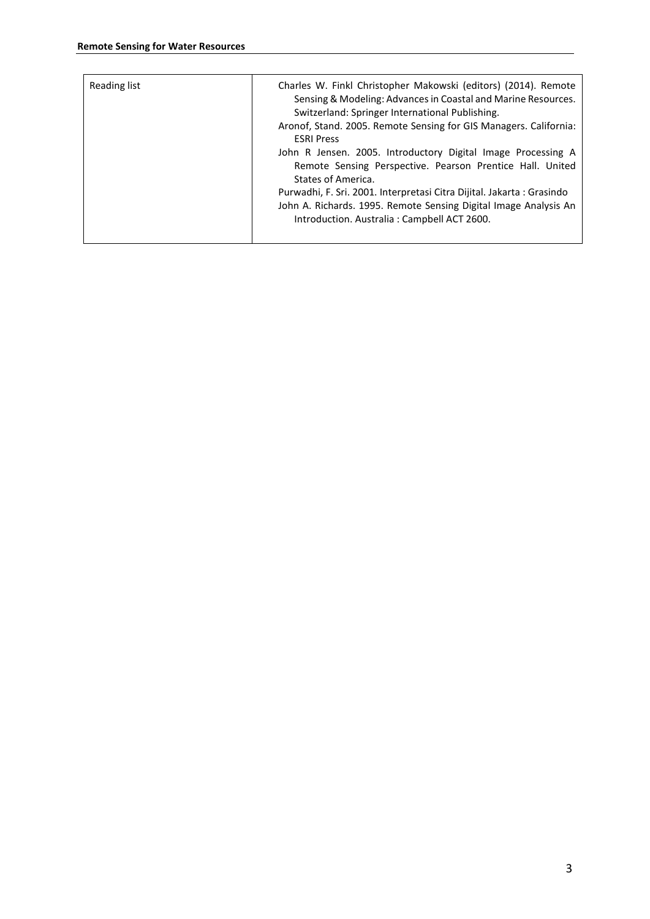| | |
|---|---|
| Reading list | Charles W. Finkl Christopher Makowski (editors) (2014). Remote Sensing & Modeling: Advances in Coastal and Marine Resources. Switzerland: Springer International Publishing.<br>Aronof, Stand. 2005. Remote Sensing for GIS Managers. California: ESRI Press<br>John R Jensen. 2005. Introductory Digital Image Processing A Remote Sensing Perspective. Pearson Prentice Hall. United States of America.<br>Purwadhi, F. Sri. 2001. Interpretasi Citra Dijital. Jakarta : Grasindo<br>John A. Richards. 1995. Remote Sensing Digital Image Analysis An Introduction. Australia : Campbell ACT 2600. |